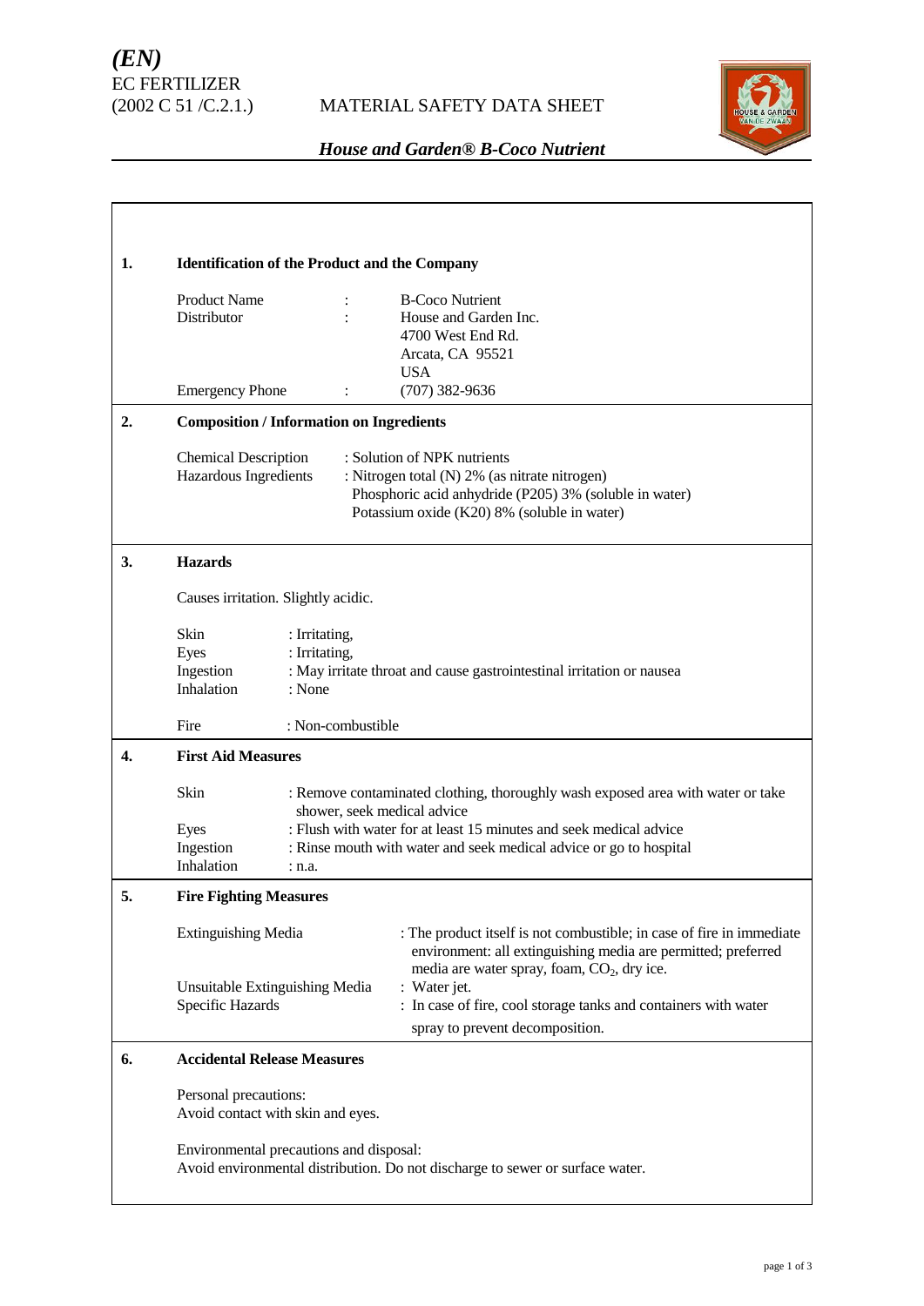***(EN)***
EC FERTILIZER
(2002 C 51 /C.2.1.)

MATERIAL SAFETY DATA SHEET

***House and Garden® B-Coco Nutrient***

## 1. Identification of the Product and the Company

| | | |
|---|---|---|
| Product Name | : | B-Coco Nutrient |
| Distributor | : | House and Garden Inc.<br>4700 West End Rd.<br>Arcata, CA 95521<br>USA |
| Emergency Phone | : | (707) 382-9636 |

## 2. Composition / Information on Ingredients

Chemical Description : Solution of NPK nutrients

Hazardous Ingredients : Nitrogen total (N) 2% (as nitrate nitrogen)
Phosphoric acid anhydride (P205) 3% (soluble in water)
Potassium oxide (K20) 8% (soluble in water)

## 3. Hazards

Causes irritation. Slightly acidic.

| | |
|---|---|
| Skin | : Irritating, |
| Eyes | : Irritating, |
| Ingestion | : May irritate throat and cause gastrointestinal irritation or nausea |
| Inhalation | : None |
| Fire | : Non-combustible |

## 4. First Aid Measures

| | |
|---|---|
| Skin | : Remove contaminated clothing, thoroughly wash exposed area with water or take shower, seek medical advice |
| Eyes | : Flush with water for at least 15 minutes and seek medical advice |
| Ingestion | : Rinse mouth with water and seek medical advice or go to hospital |
| Inhalation | : n.a. |

## 5. Fire Fighting Measures

| | |
|---|---|
| Extinguishing Media | : The product itself is not combustible; in case of fire in immediate environment: all extinguishing media are permitted; preferred media are water spray, foam, $CO_2$, dry ice. |
| Unsuitable Extinguishing Media | : Water jet. |
| Specific Hazards | : In case of fire, cool storage tanks and containers with water spray to prevent decomposition. |

## 6. Accidental Release Measures

Personal precautions:
Avoid contact with skin and eyes.

Environmental precautions and disposal:
Avoid environmental distribution. Do not discharge to sewer or surface water.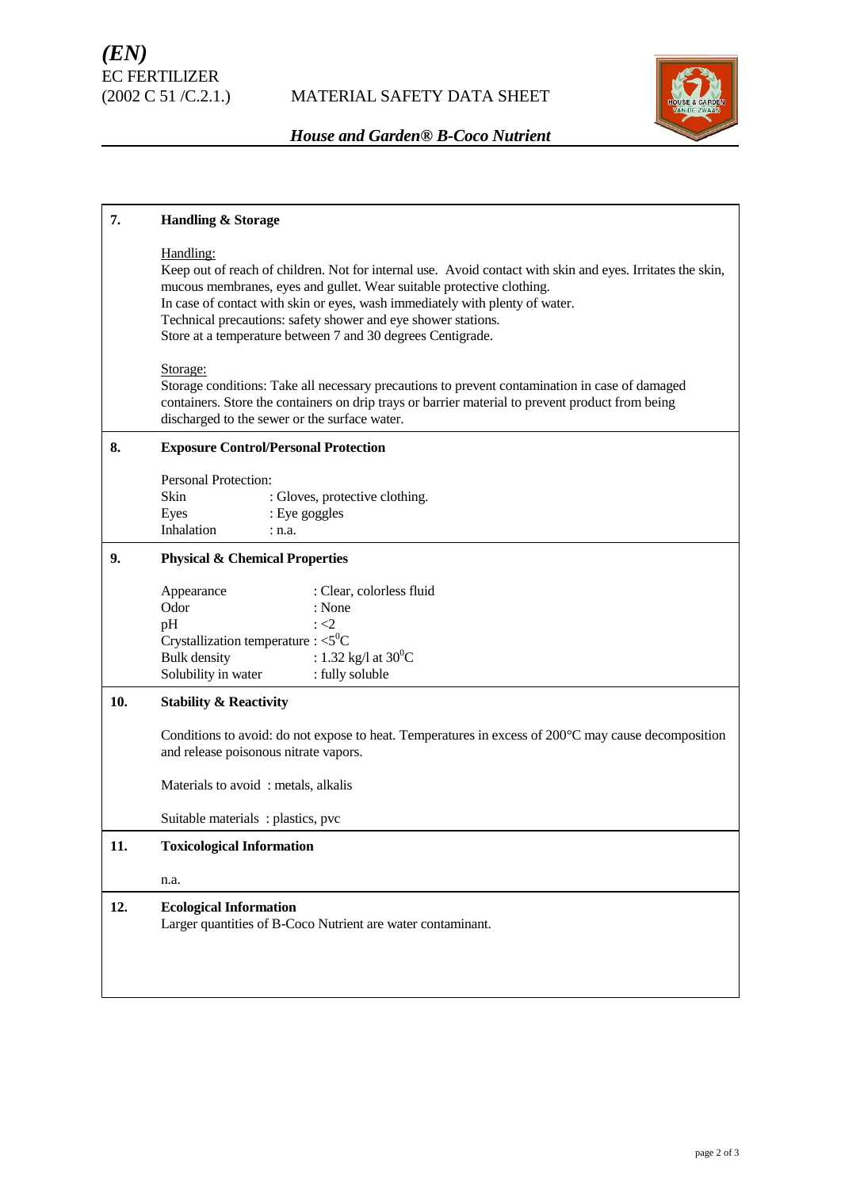## 7. Handling & Storage

Handling:

Keep out of reach of children. Not for internal use. Avoid contact with skin and eyes. Irritates the skin, mucous membranes, eyes and gullet. Wear suitable protective clothing.
In case of contact with skin or eyes, wash immediately with plenty of water.
Technical precautions: safety shower and eye shower stations.
Store at a temperature between 7 and 30 degrees Centigrade.

Storage:

Storage conditions: Take all necessary precautions to prevent contamination in case of damaged containers. Store the containers on drip trays or barrier material to prevent product from being discharged to the sewer or the surface water.

## 8. Exposure Control/Personal Protection

Personal Protection:

| | |
|---|---|
| Skin | : Gloves, protective clothing. |
| Eyes | : Eye goggles |
| Inhalation | : n.a. |

## 9. Physical & Chemical Properties

| | |
|---|---|
| Appearance | : Clear, colorless fluid |
| Odor | : None |
| pH | : <2 |
| Crystallization temperature | : <5$^0$C |
| Bulk density | : 1.32 kg/l at 30$^0$C |
| Solubility in water | : fully soluble |

## 10. Stability & Reactivity

Conditions to avoid: do not expose to heat. Temperatures in excess of 200°C may cause decomposition and release poisonous nitrate vapors.

Materials to avoid : metals, alkalis

Suitable materials : plastics, pvc

## 11. Toxicological Information

n.a.

## 12. Ecological Information

Larger quantities of B-Coco Nutrient are water contaminant.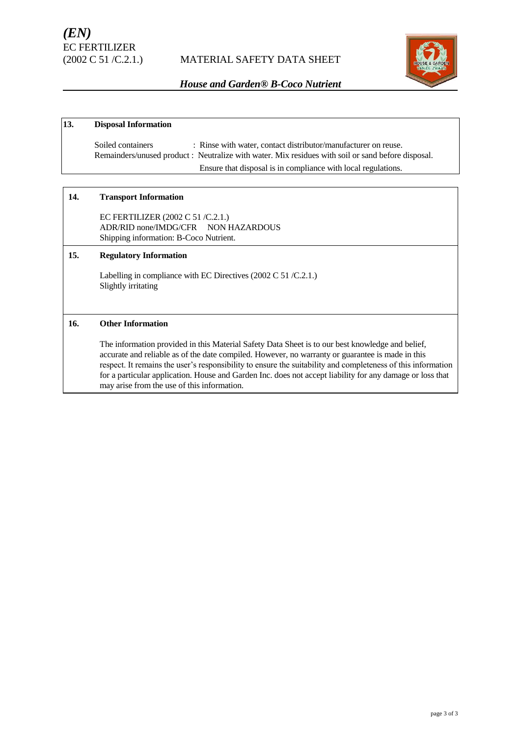## 13. Disposal Information

Soiled containers : Rinse with water, contact distributor/manufacturer on reuse.
Remainders/unused product : Neutralize with water. Mix residues with soil or sand before disposal.
Ensure that disposal is in compliance with local regulations.

## 14. Transport Information

EC FERTILIZER (2002 C 51 /C.2.1.)
ADR/RID none/IMDG/CFR NON HAZARDOUS
Shipping information: B-Coco Nutrient.

## 15. Regulatory Information

Labelling in compliance with EC Directives (2002 C 51 /C.2.1.)
Slightly irritating

## 16. Other Information

The information provided in this Material Safety Data Sheet is to our best knowledge and belief, accurate and reliable as of the date compiled. However, no warranty or guarantee is made in this respect. It remains the user's responsibility to ensure the suitability and completeness of this information for a particular application. House and Garden Inc. does not accept liability for any damage or loss that may arise from the use of this information.